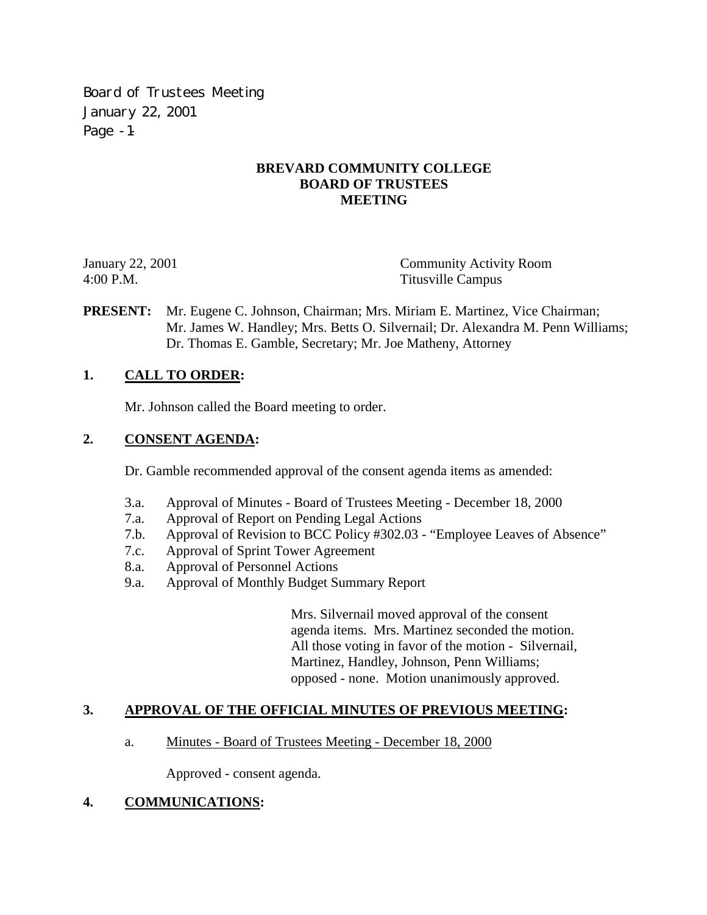# BREVARD COMMUNITY COLLEGE
# BOARD OF TRUSTEES
# MEETING

January 22, 2001
4:00 P.M.

Community Activity Room
Titusville Campus

**PRESENT:** Mr. Eugene C. Johnson, Chairman; Mrs. Miriam E. Martinez, Vice Chairman; Mr. James W. Handley; Mrs. Betts O. Silvernail; Dr. Alexandra M. Penn Williams; Dr. Thomas E. Gamble, Secretary; Mr. Joe Matheny, Attorney

## 1. CALL TO ORDER:

Mr. Johnson called the Board meeting to order.

## 2. CONSENT AGENDA:

Dr. Gamble recommended approval of the consent agenda items as amended:

- 3.a. Approval of Minutes - Board of Trustees Meeting - December 18, 2000
- 7.a. Approval of Report on Pending Legal Actions
- 7.b. Approval of Revision to BCC Policy #302.03 - "Employee Leaves of Absence"
- 7.c. Approval of Sprint Tower Agreement
- 8.a. Approval of Personnel Actions
- 9.a. Approval of Monthly Budget Summary Report

Mrs. Silvernail moved approval of the consent agenda items. Mrs. Martinez seconded the motion. All those voting in favor of the motion - Silvernail, Martinez, Handley, Johnson, Penn Williams; opposed - none. Motion unanimously approved.

## 3. APPROVAL OF THE OFFICIAL MINUTES OF PREVIOUS MEETING:

a. Minutes - Board of Trustees Meeting - December 18, 2000

Approved - consent agenda.

## 4. COMMUNICATIONS: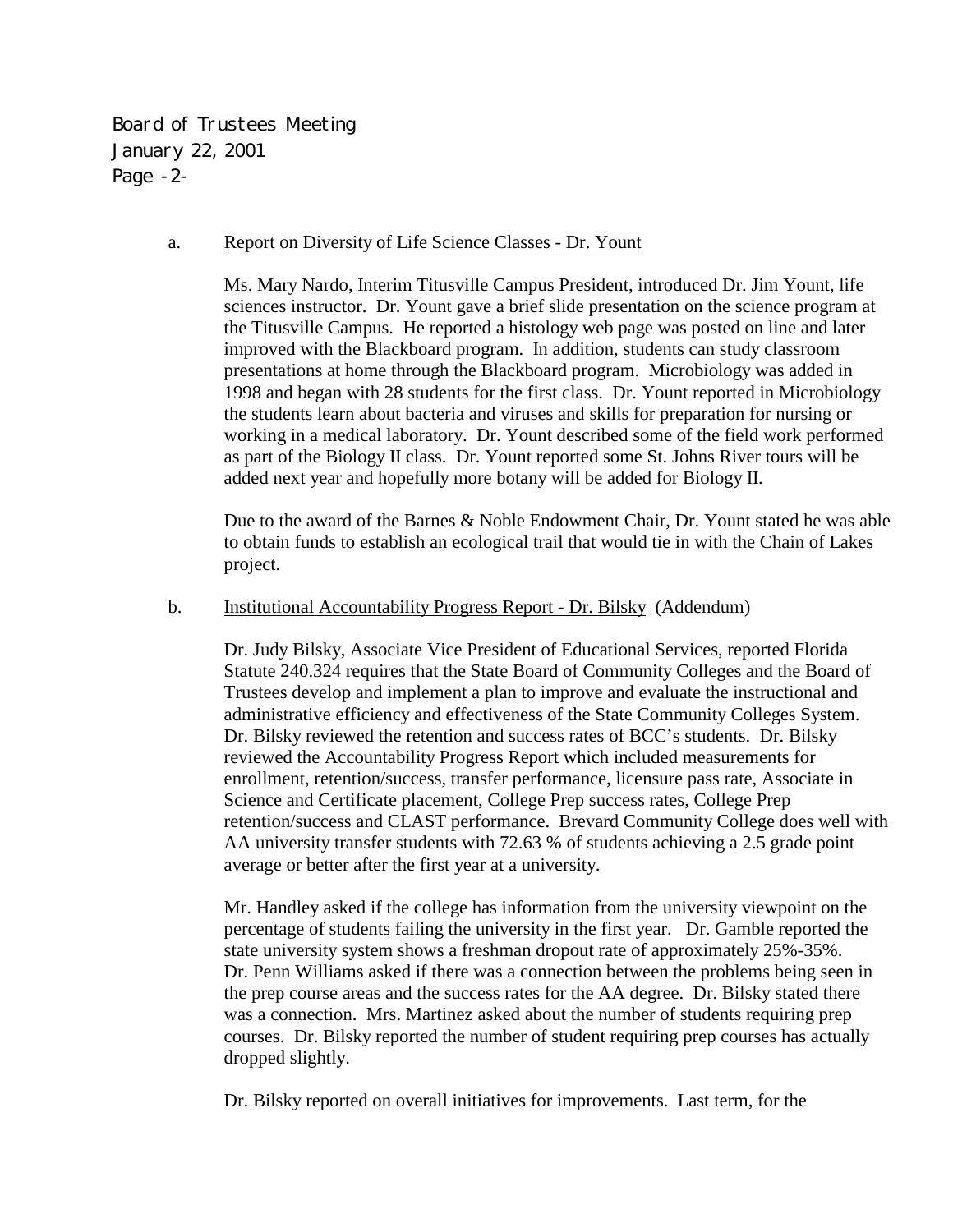a. <u>Report on Diversity of Life Science Classes - Dr. Yount</u>

Ms. Mary Nardo, Interim Titusville Campus President, introduced Dr. Jim Yount, life sciences instructor. Dr. Yount gave a brief slide presentation on the science program at the Titusville Campus. He reported a histology web page was posted on line and later improved with the Blackboard program. In addition, students can study classroom presentations at home through the Blackboard program. Microbiology was added in 1998 and began with 28 students for the first class. Dr. Yount reported in Microbiology the students learn about bacteria and viruses and skills for preparation for nursing or working in a medical laboratory. Dr. Yount described some of the field work performed as part of the Biology II class. Dr. Yount reported some St. Johns River tours will be added next year and hopefully more botany will be added for Biology II.

Due to the award of the Barnes & Noble Endowment Chair, Dr. Yount stated he was able to obtain funds to establish an ecological trail that would tie in with the Chain of Lakes project.

b. <u>Institutional Accountability Progress Report - Dr. Bilsky</u> (Addendum)

Dr. Judy Bilsky, Associate Vice President of Educational Services, reported Florida Statute 240.324 requires that the State Board of Community Colleges and the Board of Trustees develop and implement a plan to improve and evaluate the instructional and administrative efficiency and effectiveness of the State Community Colleges System. Dr. Bilsky reviewed the retention and success rates of BCC's students. Dr. Bilsky reviewed the Accountability Progress Report which included measurements for enrollment, retention/success, transfer performance, licensure pass rate, Associate in Science and Certificate placement, College Prep success rates, College Prep retention/success and CLAST performance. Brevard Community College does well with AA university transfer students with 72.63 % of students achieving a 2.5 grade point average or better after the first year at a university.

Mr. Handley asked if the college has information from the university viewpoint on the percentage of students failing the university in the first year. Dr. Gamble reported the state university system shows a freshman dropout rate of approximately 25%-35%. Dr. Penn Williams asked if there was a connection between the problems being seen in the prep course areas and the success rates for the AA degree. Dr. Bilsky stated there was a connection. Mrs. Martinez asked about the number of students requiring prep courses. Dr. Bilsky reported the number of student requiring prep courses has actually dropped slightly.

Dr. Bilsky reported on overall initiatives for improvements. Last term, for the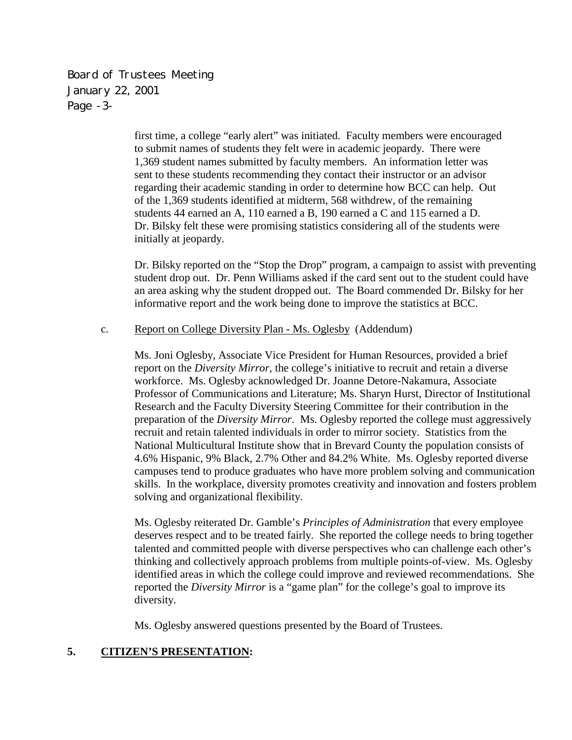first time, a college "early alert" was initiated. Faculty members were encouraged to submit names of students they felt were in academic jeopardy. There were 1,369 student names submitted by faculty members. An information letter was sent to these students recommending they contact their instructor or an advisor regarding their academic standing in order to determine how BCC can help. Out of the 1,369 students identified at midterm, 568 withdrew, of the remaining students 44 earned an A, 110 earned a B, 190 earned a C and 115 earned a D. Dr. Bilsky felt these were promising statistics considering all of the students were initially at jeopardy.

Dr. Bilsky reported on the "Stop the Drop" program, a campaign to assist with preventing student drop out. Dr. Penn Williams asked if the card sent out to the student could have an area asking why the student dropped out. The Board commended Dr. Bilsky for her informative report and the work being done to improve the statistics at BCC.

c. Report on College Diversity Plan - Ms. Oglesby (Addendum)

Ms. Joni Oglesby, Associate Vice President for Human Resources, provided a brief report on the *Diversity Mirror*, the college's initiative to recruit and retain a diverse workforce. Ms. Oglesby acknowledged Dr. Joanne Detore-Nakamura, Associate Professor of Communications and Literature; Ms. Sharyn Hurst, Director of Institutional Research and the Faculty Diversity Steering Committee for their contribution in the preparation of the *Diversity Mirror*. Ms. Oglesby reported the college must aggressively recruit and retain talented individuals in order to mirror society. Statistics from the National Multicultural Institute show that in Brevard County the population consists of 4.6% Hispanic, 9% Black, 2.7% Other and 84.2% White. Ms. Oglesby reported diverse campuses tend to produce graduates who have more problem solving and communication skills. In the workplace, diversity promotes creativity and innovation and fosters problem solving and organizational flexibility.

Ms. Oglesby reiterated Dr. Gamble's *Principles of Administration* that every employee deserves respect and to be treated fairly. She reported the college needs to bring together talented and committed people with diverse perspectives who can challenge each other's thinking and collectively approach problems from multiple points-of-view. Ms. Oglesby identified areas in which the college could improve and reviewed recommendations. She reported the *Diversity Mirror* is a "game plan" for the college's goal to improve its diversity.

Ms. Oglesby answered questions presented by the Board of Trustees.

**5. CITIZEN'S PRESENTATION:**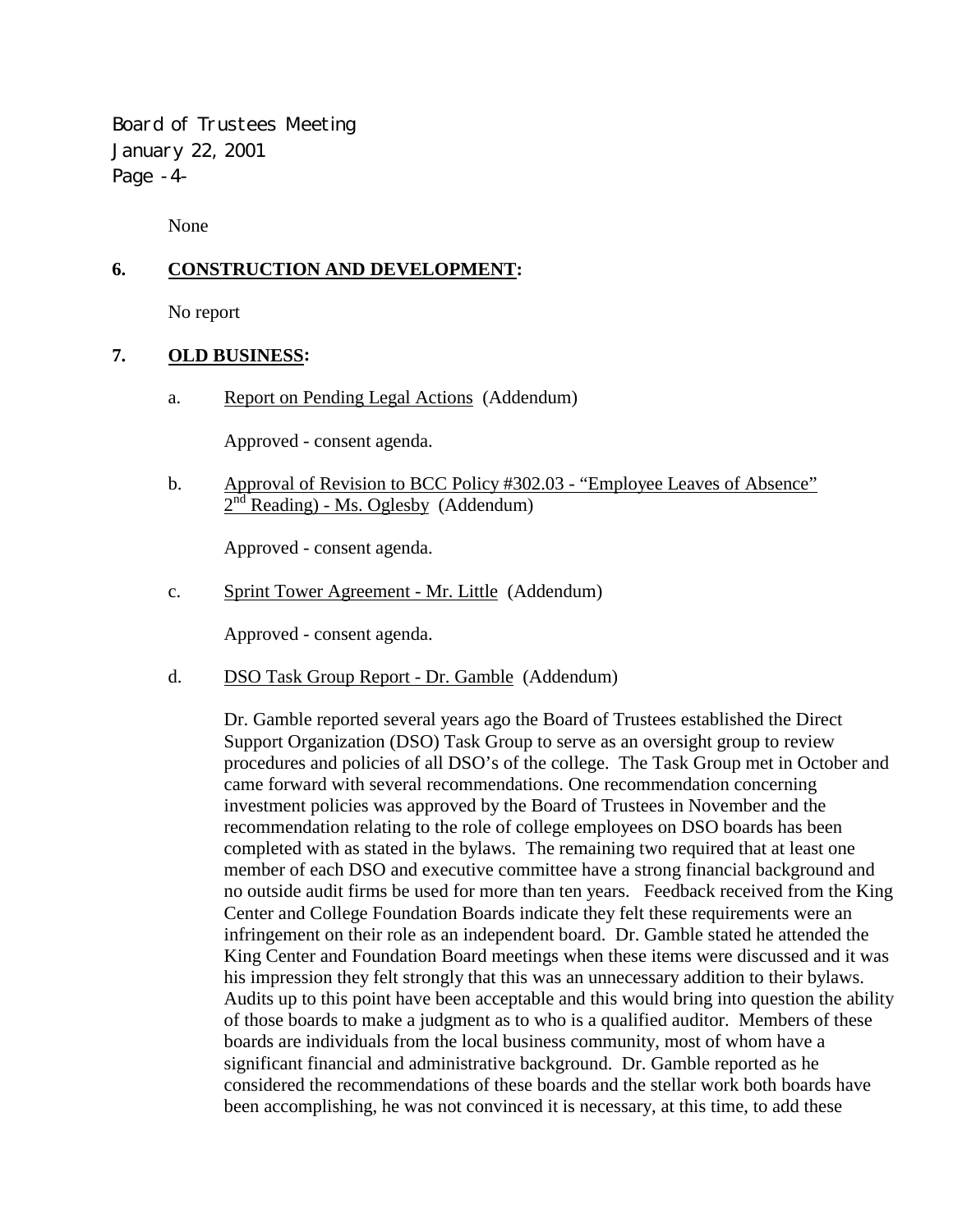None

**6. CONSTRUCTION AND DEVELOPMENT:**

No report

**7. OLD BUSINESS:**

a. Report on Pending Legal Actions (Addendum)

Approved - consent agenda.

b. Approval of Revision to BCC Policy #302.03 - "Employee Leaves of Absence" 2nd Reading) - Ms. Oglesby (Addendum)

Approved - consent agenda.

c. Sprint Tower Agreement - Mr. Little (Addendum)

Approved - consent agenda.

d. DSO Task Group Report - Dr. Gamble (Addendum)

Dr. Gamble reported several years ago the Board of Trustees established the Direct Support Organization (DSO) Task Group to serve as an oversight group to review procedures and policies of all DSO's of the college. The Task Group met in October and came forward with several recommendations. One recommendation concerning investment policies was approved by the Board of Trustees in November and the recommendation relating to the role of college employees on DSO boards has been completed with as stated in the bylaws. The remaining two required that at least one member of each DSO and executive committee have a strong financial background and no outside audit firms be used for more than ten years. Feedback received from the King Center and College Foundation Boards indicate they felt these requirements were an infringement on their role as an independent board. Dr. Gamble stated he attended the King Center and Foundation Board meetings when these items were discussed and it was his impression they felt strongly that this was an unnecessary addition to their bylaws. Audits up to this point have been acceptable and this would bring into question the ability of those boards to make a judgment as to who is a qualified auditor. Members of these boards are individuals from the local business community, most of whom have a significant financial and administrative background. Dr. Gamble reported as he considered the recommendations of these boards and the stellar work both boards have been accomplishing, he was not convinced it is necessary, at this time, to add these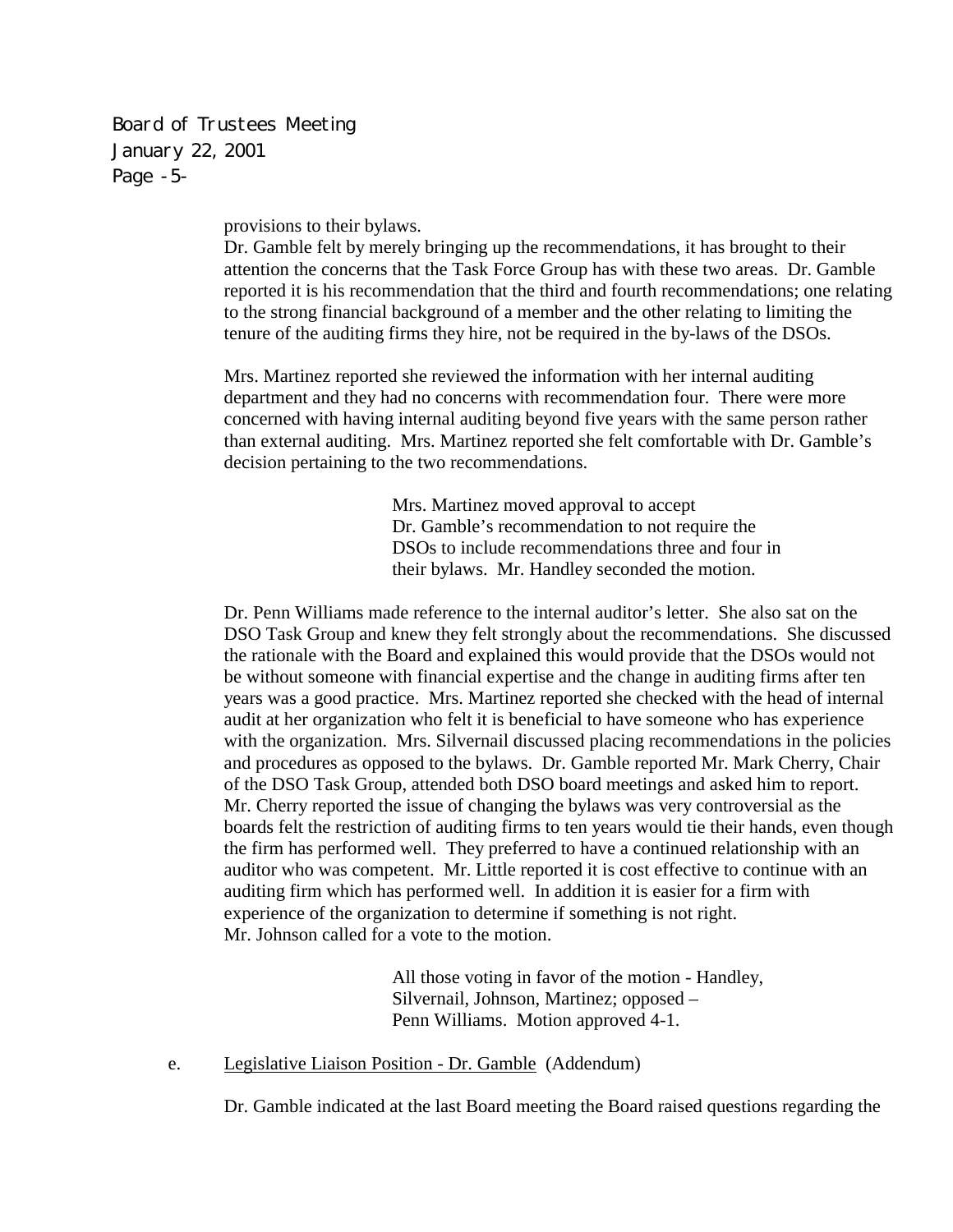provisions to their bylaws.
Dr. Gamble felt by merely bringing up the recommendations, it has brought to their attention the concerns that the Task Force Group has with these two areas. Dr. Gamble reported it is his recommendation that the third and fourth recommendations; one relating to the strong financial background of a member and the other relating to limiting the tenure of the auditing firms they hire, not be required in the by-laws of the DSOs.

Mrs. Martinez reported she reviewed the information with her internal auditing department and they had no concerns with recommendation four. There were more concerned with having internal auditing beyond five years with the same person rather than external auditing. Mrs. Martinez reported she felt comfortable with Dr. Gamble's decision pertaining to the two recommendations.

> Mrs. Martinez moved approval to accept Dr. Gamble's recommendation to not require the DSOs to include recommendations three and four in their bylaws. Mr. Handley seconded the motion.

Dr. Penn Williams made reference to the internal auditor's letter. She also sat on the DSO Task Group and knew they felt strongly about the recommendations. She discussed the rationale with the Board and explained this would provide that the DSOs would not be without someone with financial expertise and the change in auditing firms after ten years was a good practice. Mrs. Martinez reported she checked with the head of internal audit at her organization who felt it is beneficial to have someone who has experience with the organization. Mrs. Silvernail discussed placing recommendations in the policies and procedures as opposed to the bylaws. Dr. Gamble reported Mr. Mark Cherry, Chair of the DSO Task Group, attended both DSO board meetings and asked him to report. Mr. Cherry reported the issue of changing the bylaws was very controversial as the boards felt the restriction of auditing firms to ten years would tie their hands, even though the firm has performed well. They preferred to have a continued relationship with an auditor who was competent. Mr. Little reported it is cost effective to continue with an auditing firm which has performed well. In addition it is easier for a firm with experience of the organization to determine if something is not right.
Mr. Johnson called for a vote to the motion.

> All those voting in favor of the motion - Handley, Silvernail, Johnson, Martinez; opposed – Penn Williams. Motion approved 4-1.

e. Legislative Liaison Position - Dr. Gamble (Addendum)

Dr. Gamble indicated at the last Board meeting the Board raised questions regarding the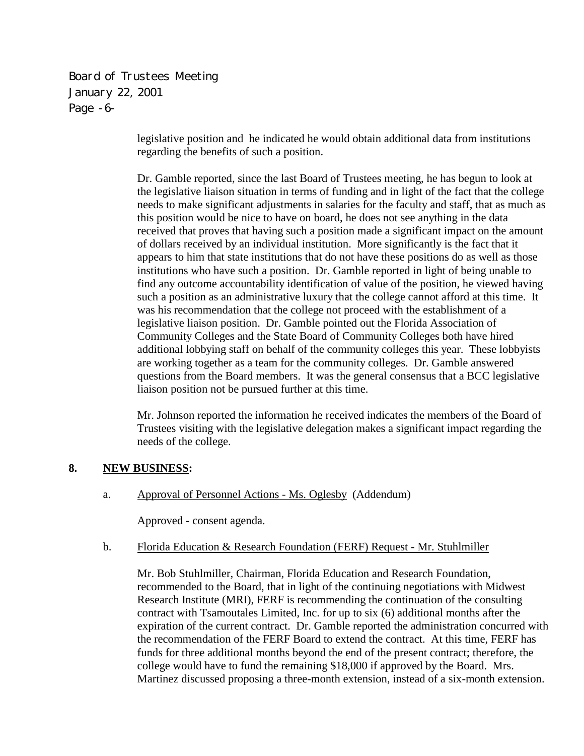legislative position and he indicated he would obtain additional data from institutions regarding the benefits of such a position.

Dr. Gamble reported, since the last Board of Trustees meeting, he has begun to look at the legislative liaison situation in terms of funding and in light of the fact that the college needs to make significant adjustments in salaries for the faculty and staff, that as much as this position would be nice to have on board, he does not see anything in the data received that proves that having such a position made a significant impact on the amount of dollars received by an individual institution. More significantly is the fact that it appears to him that state institutions that do not have these positions do as well as those institutions who have such a position. Dr. Gamble reported in light of being unable to find any outcome accountability identification of value of the position, he viewed having such a position as an administrative luxury that the college cannot afford at this time. It was his recommendation that the college not proceed with the establishment of a legislative liaison position. Dr. Gamble pointed out the Florida Association of Community Colleges and the State Board of Community Colleges both have hired additional lobbying staff on behalf of the community colleges this year. These lobbyists are working together as a team for the community colleges. Dr. Gamble answered questions from the Board members. It was the general consensus that a BCC legislative liaison position not be pursued further at this time.

Mr. Johnson reported the information he received indicates the members of the Board of Trustees visiting with the legislative delegation makes a significant impact regarding the needs of the college.

**8. NEW BUSINESS:**

a. Approval of Personnel Actions - Ms. Oglesby (Addendum)

Approved - consent agenda.

b. Florida Education & Research Foundation (FERF) Request - Mr. Stuhlmiller

Mr. Bob Stuhlmiller, Chairman, Florida Education and Research Foundation, recommended to the Board, that in light of the continuing negotiations with Midwest Research Institute (MRI), FERF is recommending the continuation of the consulting contract with Tsamoutales Limited, Inc. for up to six (6) additional months after the expiration of the current contract. Dr. Gamble reported the administration concurred with the recommendation of the FERF Board to extend the contract. At this time, FERF has funds for three additional months beyond the end of the present contract; therefore, the college would have to fund the remaining $18,000 if approved by the Board. Mrs. Martinez discussed proposing a three-month extension, instead of a six-month extension.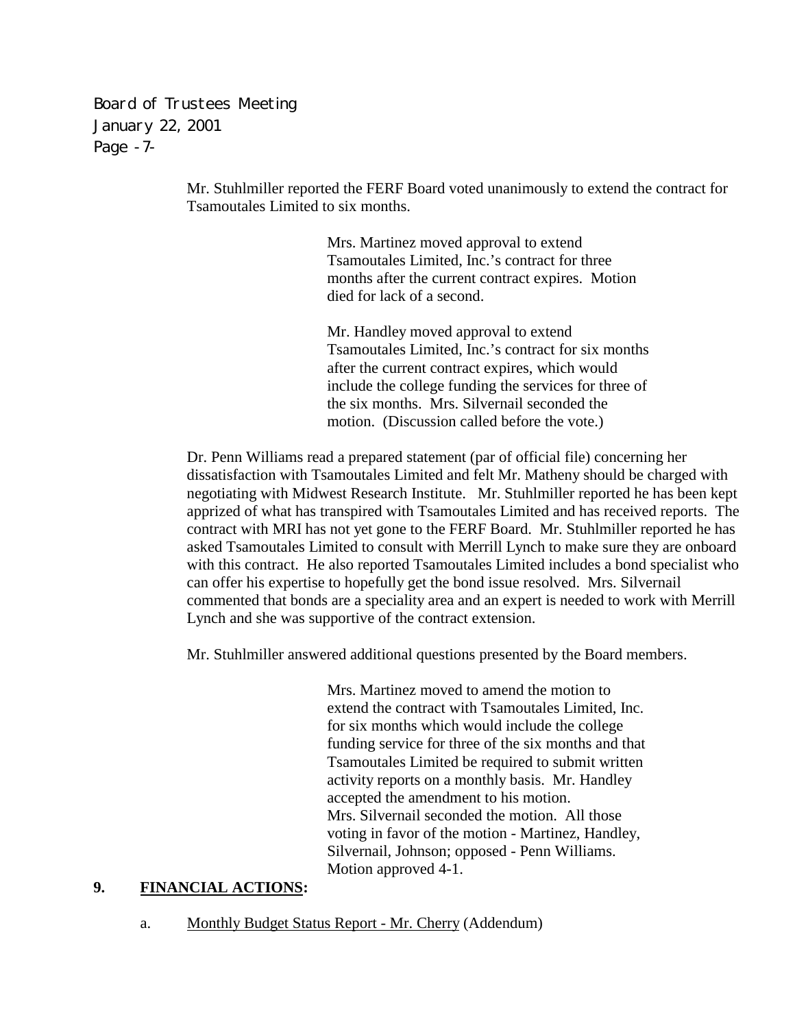Mr. Stuhlmiller reported the FERF Board voted unanimously to extend the contract for Tsamoutales Limited to six months.

> Mrs. Martinez moved approval to extend Tsamoutales Limited, Inc.'s contract for three months after the current contract expires. Motion died for lack of a second.
>
> Mr. Handley moved approval to extend Tsamoutales Limited, Inc.'s contract for six months after the current contract expires, which would include the college funding the services for three of the six months. Mrs. Silvernail seconded the motion. (Discussion called before the vote.)

Dr. Penn Williams read a prepared statement (par of official file) concerning her dissatisfaction with Tsamoutales Limited and felt Mr. Matheny should be charged with negotiating with Midwest Research Institute. Mr. Stuhlmiller reported he has been kept apprized of what has transpired with Tsamoutales Limited and has received reports. The contract with MRI has not yet gone to the FERF Board. Mr. Stuhlmiller reported he has asked Tsamoutales Limited to consult with Merrill Lynch to make sure they are onboard with this contract. He also reported Tsamoutales Limited includes a bond specialist who can offer his expertise to hopefully get the bond issue resolved. Mrs. Silvernail commented that bonds are a speciality area and an expert is needed to work with Merrill Lynch and she was supportive of the contract extension.

Mr. Stuhlmiller answered additional questions presented by the Board members.

> Mrs. Martinez moved to amend the motion to extend the contract with Tsamoutales Limited, Inc. for six months which would include the college funding service for three of the six months and that Tsamoutales Limited be required to submit written activity reports on a monthly basis. Mr. Handley accepted the amendment to his motion. Mrs. Silvernail seconded the motion. All those voting in favor of the motion - Martinez, Handley, Silvernail, Johnson; opposed - Penn Williams. Motion approved 4-1.

## 9. FINANCIAL ACTIONS:

a. Monthly Budget Status Report - Mr. Cherry (Addendum)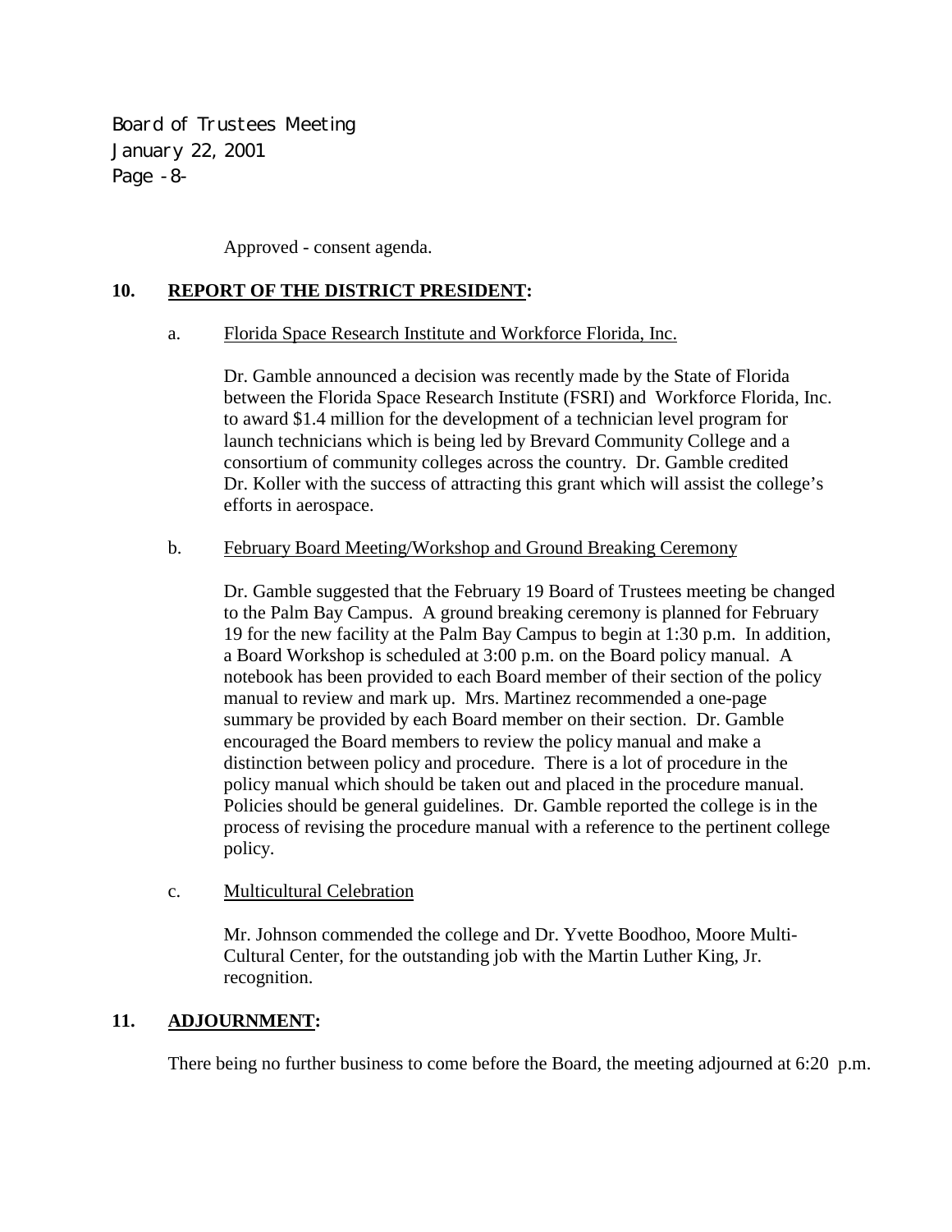Approved - consent agenda.

## 10. **REPORT OF THE DISTRICT PRESIDENT:**

a. Florida Space Research Institute and Workforce Florida, Inc.

Dr. Gamble announced a decision was recently made by the State of Florida between the Florida Space Research Institute (FSRI) and Workforce Florida, Inc. to award $1.4 million for the development of a technician level program for launch technicians which is being led by Brevard Community College and a consortium of community colleges across the country. Dr. Gamble credited Dr. Koller with the success of attracting this grant which will assist the college's efforts in aerospace.

b. February Board Meeting/Workshop and Ground Breaking Ceremony

Dr. Gamble suggested that the February 19 Board of Trustees meeting be changed to the Palm Bay Campus. A ground breaking ceremony is planned for February 19 for the new facility at the Palm Bay Campus to begin at 1:30 p.m. In addition, a Board Workshop is scheduled at 3:00 p.m. on the Board policy manual. A notebook has been provided to each Board member of their section of the policy manual to review and mark up. Mrs. Martinez recommended a one-page summary be provided by each Board member on their section. Dr. Gamble encouraged the Board members to review the policy manual and make a distinction between policy and procedure. There is a lot of procedure in the policy manual which should be taken out and placed in the procedure manual. Policies should be general guidelines. Dr. Gamble reported the college is in the process of revising the procedure manual with a reference to the pertinent college policy.

c. Multicultural Celebration

Mr. Johnson commended the college and Dr. Yvette Boodhoo, Moore Multi-Cultural Center, for the outstanding job with the Martin Luther King, Jr. recognition.

## 11. **ADJOURNMENT:**

There being no further business to come before the Board, the meeting adjourned at 6:20 p.m.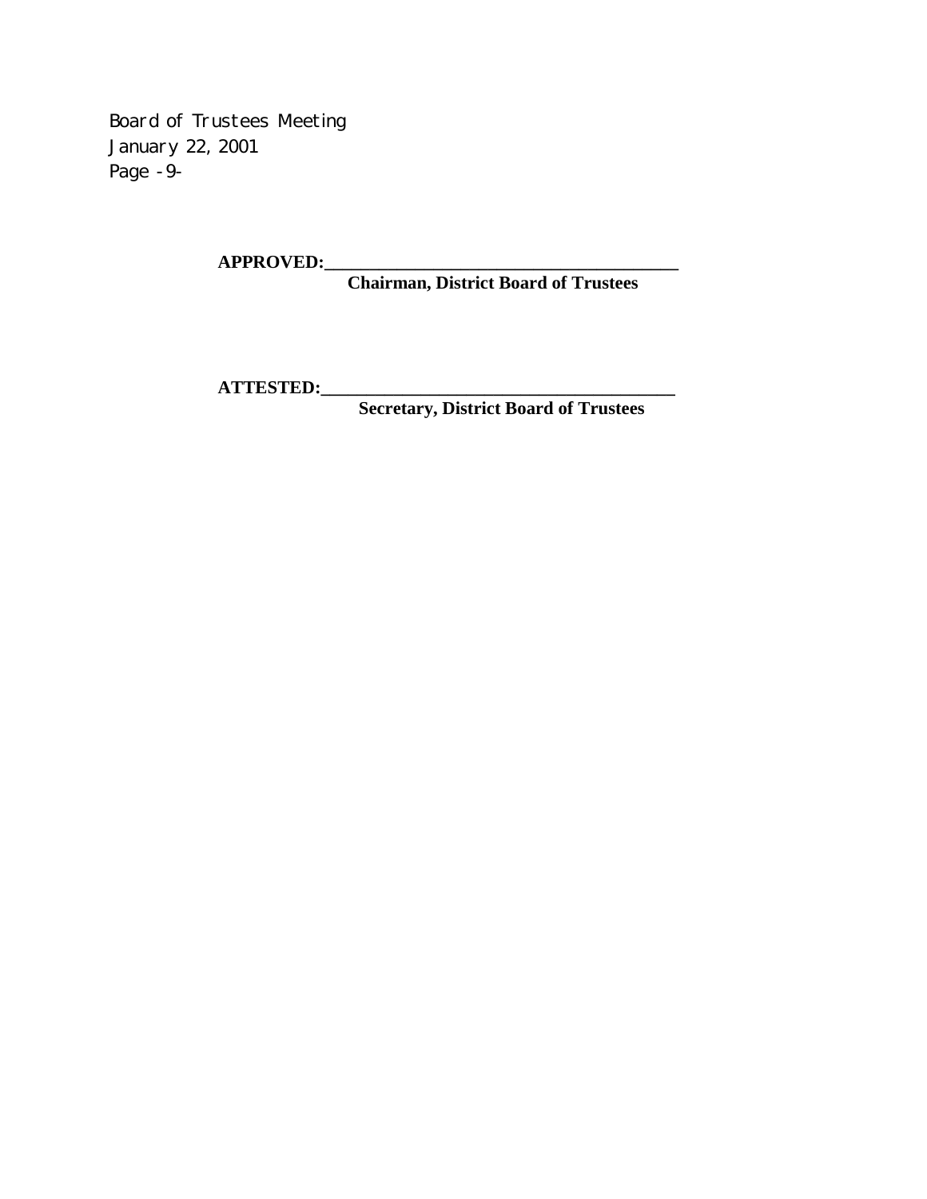**APPROVED:\_\_\_\_\_\_\_\_\_\_\_\_\_\_\_\_\_\_\_\_\_\_\_\_\_\_\_\_\_\_\_\_\_\_\_\_\_\_\_**

**Chairman, District Board of Trustees**

**ATTESTED:\_\_\_\_\_\_\_\_\_\_\_\_\_\_\_\_\_\_\_\_\_\_\_\_\_\_\_\_\_\_\_\_\_\_\_\_\_\_\_**

**Secretary, District Board of Trustees**